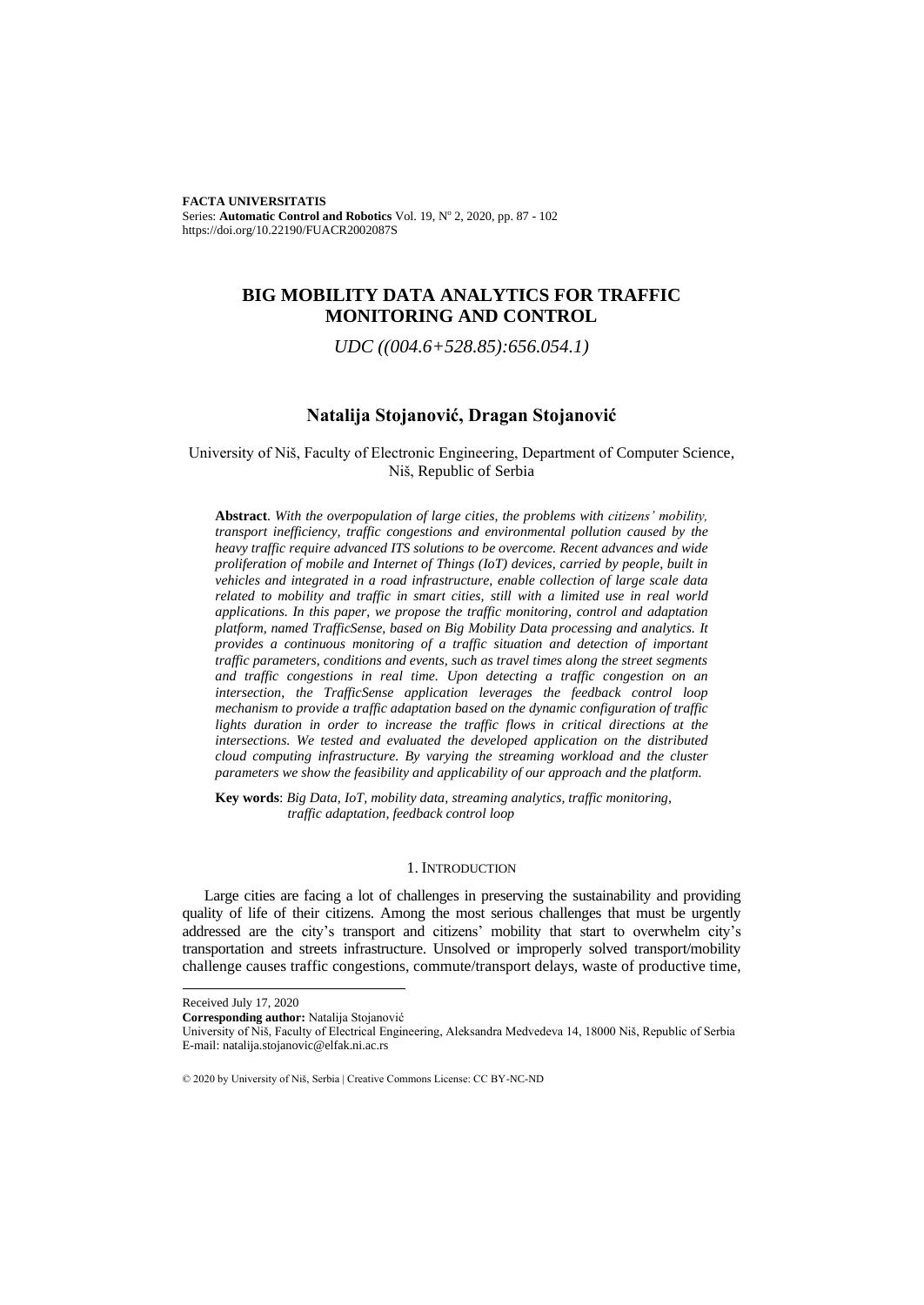**FACTA UNIVERSITATIS**
Series: **Automatic Control and Robotics** Vol. 19, N° 2, 2020, pp. 87 - 102
https://doi.org/10.22190/FUACR2002087S

# BIG MOBILITY DATA ANALYTICS FOR TRAFFIC MONITORING AND CONTROL

*UDC ((004.6+528.85):656.054.1)*

## Natalija Stojanović, Dragan Stojanović

University of Niš, Faculty of Electronic Engineering, Department of Computer Science, Niš, Republic of Serbia

**Abstract**. *With the overpopulation of large cities, the problems with citizens' mobility, transport inefficiency, traffic congestions and environmental pollution caused by the heavy traffic require advanced ITS solutions to be overcome. Recent advances and wide proliferation of mobile and Internet of Things (IoT) devices, carried by people, built in vehicles and integrated in a road infrastructure, enable collection of large scale data related to mobility and traffic in smart cities, still with a limited use in real world applications. In this paper, we propose the traffic monitoring, control and adaptation platform, named TrafficSense, based on Big Mobility Data processing and analytics. It provides a continuous monitoring of a traffic situation and detection of important traffic parameters, conditions and events, such as travel times along the street segments and traffic congestions in real time. Upon detecting a traffic congestion on an intersection, the TrafficSense application leverages the feedback control loop mechanism to provide a traffic adaptation based on the dynamic configuration of traffic lights duration in order to increase the traffic flows in critical directions at the intersections. We tested and evaluated the developed application on the distributed cloud computing infrastructure. By varying the streaming workload and the cluster parameters we show the feasibility and applicability of our approach and the platform.*

**Key words**: *Big Data, IoT, mobility data, streaming analytics, traffic monitoring, traffic adaptation, feedback control loop*

## 1. INTRODUCTION

Large cities are facing a lot of challenges in preserving the sustainability and providing quality of life of their citizens. Among the most serious challenges that must be urgently addressed are the city's transport and citizens' mobility that start to overwhelm city's transportation and streets infrastructure. Unsolved or improperly solved transport/mobility challenge causes traffic congestions, commute/transport delays, waste of productive time,

---

Received July 17, 2020

**Corresponding author:** Natalija Stojanović

University of Niš, Faculty of Electrical Engineering, Aleksandra Medvedeva 14, 18000 Niš, Republic of Serbia
E-mail: natalija.stojanovic@elfak.ni.ac.rs

© 2020 by University of Niš, Serbia | Creative Commons License: CC BY-NC-ND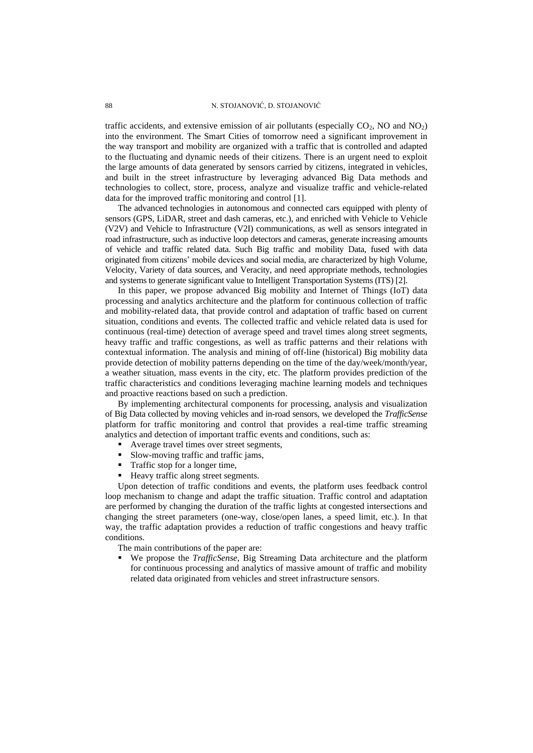traffic accidents, and extensive emission of air pollutants (especially $CO_2$, NO and $NO_2$) into the environment. The Smart Cities of tomorrow need a significant improvement in the way transport and mobility are organized with a traffic that is controlled and adapted to the fluctuating and dynamic needs of their citizens. There is an urgent need to exploit the large amounts of data generated by sensors carried by citizens, integrated in vehicles, and built in the street infrastructure by leveraging advanced Big Data methods and technologies to collect, store, process, analyze and visualize traffic and vehicle-related data for the improved traffic monitoring and control [1].

The advanced technologies in autonomous and connected cars equipped with plenty of sensors (GPS, LiDAR, street and dash cameras, etc.), and enriched with Vehicle to Vehicle (V2V) and Vehicle to Infrastructure (V2I) communications, as well as sensors integrated in road infrastructure, such as inductive loop detectors and cameras, generate increasing amounts of vehicle and traffic related data. Such Big traffic and mobility Data, fused with data originated from citizens' mobile devices and social media, are characterized by high Volume, Velocity, Variety of data sources, and Veracity, and need appropriate methods, technologies and systems to generate significant value to Intelligent Transportation Systems (ITS) [2].

In this paper, we propose advanced Big mobility and Internet of Things (IoT) data processing and analytics architecture and the platform for continuous collection of traffic and mobility-related data, that provide control and adaptation of traffic based on current situation, conditions and events. The collected traffic and vehicle related data is used for continuous (real-time) detection of average speed and travel times along street segments, heavy traffic and traffic congestions, as well as traffic patterns and their relations with contextual information. The analysis and mining of off-line (historical) Big mobility data provide detection of mobility patterns depending on the time of the day/week/month/year, a weather situation, mass events in the city, etc. The platform provides prediction of the traffic characteristics and conditions leveraging machine learning models and techniques and proactive reactions based on such a prediction.

By implementing architectural components for processing, analysis and visualization of Big Data collected by moving vehicles and in-road sensors, we developed the *TrafficSense* platform for traffic monitoring and control that provides a real-time traffic streaming analytics and detection of important traffic events and conditions, such as:

- Average travel times over street segments,
- Slow-moving traffic and traffic jams,
- Traffic stop for a longer time,
- Heavy traffic along street segments.

Upon detection of traffic conditions and events, the platform uses feedback control loop mechanism to change and adapt the traffic situation. Traffic control and adaptation are performed by changing the duration of the traffic lights at congested intersections and changing the street parameters (one-way, close/open lanes, a speed limit, etc.). In that way, the traffic adaptation provides a reduction of traffic congestions and heavy traffic conditions.

The main contributions of the paper are:

- We propose the *TrafficSense*, Big Streaming Data architecture and the platform for continuous processing and analytics of massive amount of traffic and mobility related data originated from vehicles and street infrastructure sensors.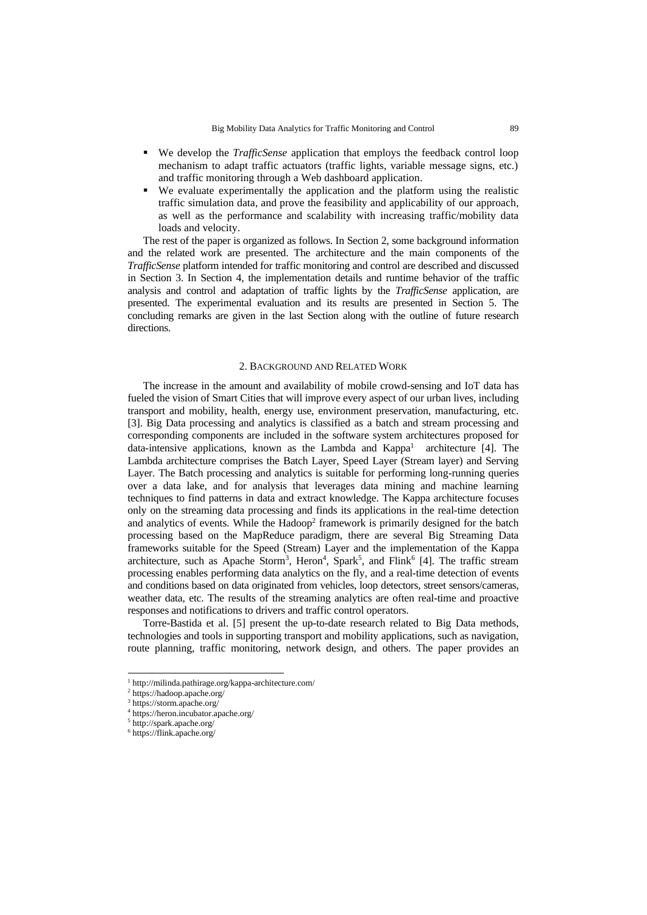- We develop the *TrafficSense* application that employs the feedback control loop mechanism to adapt traffic actuators (traffic lights, variable message signs, etc.) and traffic monitoring through a Web dashboard application.
- We evaluate experimentally the application and the platform using the realistic traffic simulation data, and prove the feasibility and applicability of our approach, as well as the performance and scalability with increasing traffic/mobility data loads and velocity.

The rest of the paper is organized as follows. In Section 2, some background information and the related work are presented. The architecture and the main components of the *TrafficSense* platform intended for traffic monitoring and control are described and discussed in Section 3. In Section 4, the implementation details and runtime behavior of the traffic analysis and control and adaptation of traffic lights by the *TrafficSense* application, are presented. The experimental evaluation and its results are presented in Section 5. The concluding remarks are given in the last Section along with the outline of future research directions.

## 2. Background and Related Work

The increase in the amount and availability of mobile crowd-sensing and IoT data has fueled the vision of Smart Cities that will improve every aspect of our urban lives, including transport and mobility, health, energy use, environment preservation, manufacturing, etc. [3]. Big Data processing and analytics is classified as a batch and stream processing and corresponding components are included in the software system architectures proposed for data-intensive applications, known as the Lambda and Kappa[1] architecture [4]. The Lambda architecture comprises the Batch Layer, Speed Layer (Stream layer) and Serving Layer. The Batch processing and analytics is suitable for performing long-running queries over a data lake, and for analysis that leverages data mining and machine learning techniques to find patterns in data and extract knowledge. The Kappa architecture focuses only on the streaming data processing and finds its applications in the real-time detection and analytics of events. While the Hadoop[2] framework is primarily designed for the batch processing based on the MapReduce paradigm, there are several Big Streaming Data frameworks suitable for the Speed (Stream) Layer and the implementation of the Kappa architecture, such as Apache Storm[3], Heron[4], Spark[5], and Flink[6] [4]. The traffic stream processing enables performing data analytics on the fly, and a real-time detection of events and conditions based on data originated from vehicles, loop detectors, street sensors/cameras, weather data, etc. The results of the streaming analytics are often real-time and proactive responses and notifications to drivers and traffic control operators.

Torre-Bastida et al. [5] present the up-to-date research related to Big Data methods, technologies and tools in supporting transport and mobility applications, such as navigation, route planning, traffic monitoring, network design, and others. The paper provides an

[1] http://milinda.pathirage.org/kappa-architecture.com/
[2] https://hadoop.apache.org/
[3] https://storm.apache.org/
[4] https://heron.incubator.apache.org/
[5] http://spark.apache.org/
[6] https://flink.apache.org/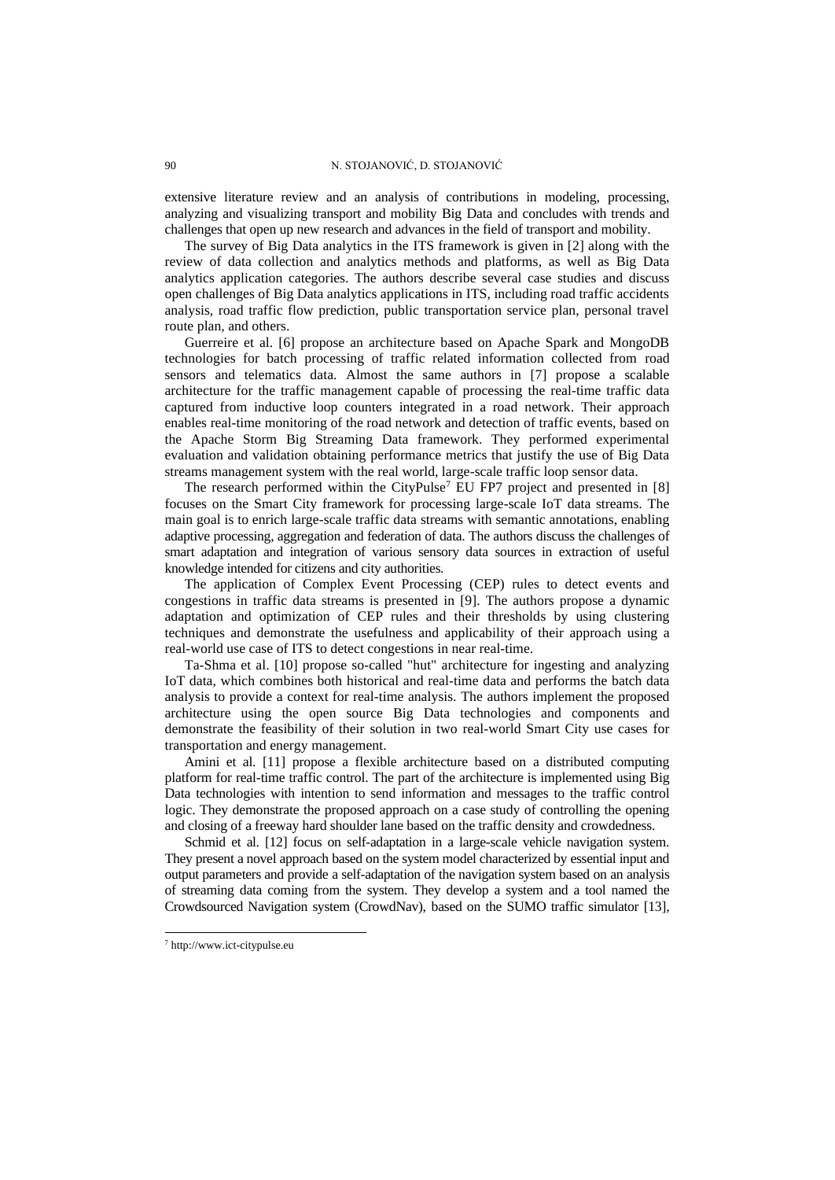extensive literature review and an analysis of contributions in modeling, processing, analyzing and visualizing transport and mobility Big Data and concludes with trends and challenges that open up new research and advances in the field of transport and mobility.

The survey of Big Data analytics in the ITS framework is given in [2] along with the review of data collection and analytics methods and platforms, as well as Big Data analytics application categories. The authors describe several case studies and discuss open challenges of Big Data analytics applications in ITS, including road traffic accidents analysis, road traffic flow prediction, public transportation service plan, personal travel route plan, and others.

Guerreire et al. [6] propose an architecture based on Apache Spark and MongoDB technologies for batch processing of traffic related information collected from road sensors and telematics data. Almost the same authors in [7] propose a scalable architecture for the traffic management capable of processing the real-time traffic data captured from inductive loop counters integrated in a road network. Their approach enables real-time monitoring of the road network and detection of traffic events, based on the Apache Storm Big Streaming Data framework. They performed experimental evaluation and validation obtaining performance metrics that justify the use of Big Data streams management system with the real world, large-scale traffic loop sensor data.

The research performed within the CityPulse[7] EU FP7 project and presented in [8] focuses on the Smart City framework for processing large-scale IoT data streams. The main goal is to enrich large-scale traffic data streams with semantic annotations, enabling adaptive processing, aggregation and federation of data. The authors discuss the challenges of smart adaptation and integration of various sensory data sources in extraction of useful knowledge intended for citizens and city authorities.

The application of Complex Event Processing (CEP) rules to detect events and congestions in traffic data streams is presented in [9]. The authors propose a dynamic adaptation and optimization of CEP rules and their thresholds by using clustering techniques and demonstrate the usefulness and applicability of their approach using a real-world use case of ITS to detect congestions in near real-time.

Ta-Shma et al. [10] propose so-called "hut" architecture for ingesting and analyzing IoT data, which combines both historical and real-time data and performs the batch data analysis to provide a context for real-time analysis. The authors implement the proposed architecture using the open source Big Data technologies and components and demonstrate the feasibility of their solution in two real-world Smart City use cases for transportation and energy management.

Amini et al. [11] propose a flexible architecture based on a distributed computing platform for real-time traffic control. The part of the architecture is implemented using Big Data technologies with intention to send information and messages to the traffic control logic. They demonstrate the proposed approach on a case study of controlling the opening and closing of a freeway hard shoulder lane based on the traffic density and crowdedness.

Schmid et al. [12] focus on self-adaptation in a large-scale vehicle navigation system. They present a novel approach based on the system model characterized by essential input and output parameters and provide a self-adaptation of the navigation system based on an analysis of streaming data coming from the system. They develop a system and a tool named the Crowdsourced Navigation system (CrowdNav), based on the SUMO traffic simulator [13],

[7] http://www.ict-citypulse.eu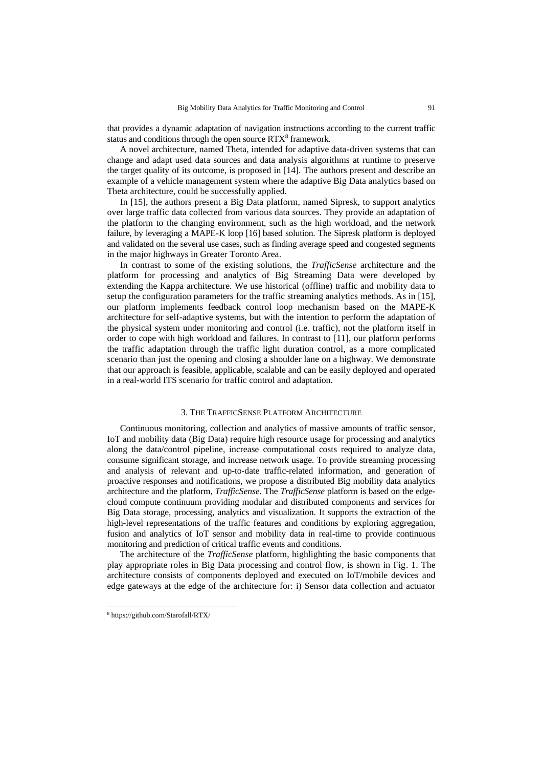that provides a dynamic adaptation of navigation instructions according to the current traffic status and conditions through the open source RTX[8] framework.

A novel architecture, named Theta, intended for adaptive data-driven systems that can change and adapt used data sources and data analysis algorithms at runtime to preserve the target quality of its outcome, is proposed in [14]. The authors present and describe an example of a vehicle management system where the adaptive Big Data analytics based on Theta architecture, could be successfully applied.

In [15], the authors present a Big Data platform, named Sipresk, to support analytics over large traffic data collected from various data sources. They provide an adaptation of the platform to the changing environment, such as the high workload, and the network failure, by leveraging a MAPE-K loop [16] based solution. The Sipresk platform is deployed and validated on the several use cases, such as finding average speed and congested segments in the major highways in Greater Toronto Area.

In contrast to some of the existing solutions, the *TrafficSense* architecture and the platform for processing and analytics of Big Streaming Data were developed by extending the Kappa architecture. We use historical (offline) traffic and mobility data to setup the configuration parameters for the traffic streaming analytics methods. As in [15], our platform implements feedback control loop mechanism based on the MAPE-K architecture for self-adaptive systems, but with the intention to perform the adaptation of the physical system under monitoring and control (i.e. traffic), not the platform itself in order to cope with high workload and failures. In contrast to [11], our platform performs the traffic adaptation through the traffic light duration control, as a more complicated scenario than just the opening and closing a shoulder lane on a highway. We demonstrate that our approach is feasible, applicable, scalable and can be easily deployed and operated in a real-world ITS scenario for traffic control and adaptation.

## 3. The TrafficSense Platform Architecture

Continuous monitoring, collection and analytics of massive amounts of traffic sensor, IoT and mobility data (Big Data) require high resource usage for processing and analytics along the data/control pipeline, increase computational costs required to analyze data, consume significant storage, and increase network usage. To provide streaming processing and analysis of relevant and up-to-date traffic-related information, and generation of proactive responses and notifications, we propose a distributed Big mobility data analytics architecture and the platform, *TrafficSense*. The *TrafficSense* platform is based on the edge-cloud compute continuum providing modular and distributed components and services for Big Data storage, processing, analytics and visualization. It supports the extraction of the high-level representations of the traffic features and conditions by exploring aggregation, fusion and analytics of IoT sensor and mobility data in real-time to provide continuous monitoring and prediction of critical traffic events and conditions.

The architecture of the *TrafficSense* platform, highlighting the basic components that play appropriate roles in Big Data processing and control flow, is shown in Fig. 1. The architecture consists of components deployed and executed on IoT/mobile devices and edge gateways at the edge of the architecture for: i) Sensor data collection and actuator

[8] https://github.com/Starofall/RTX/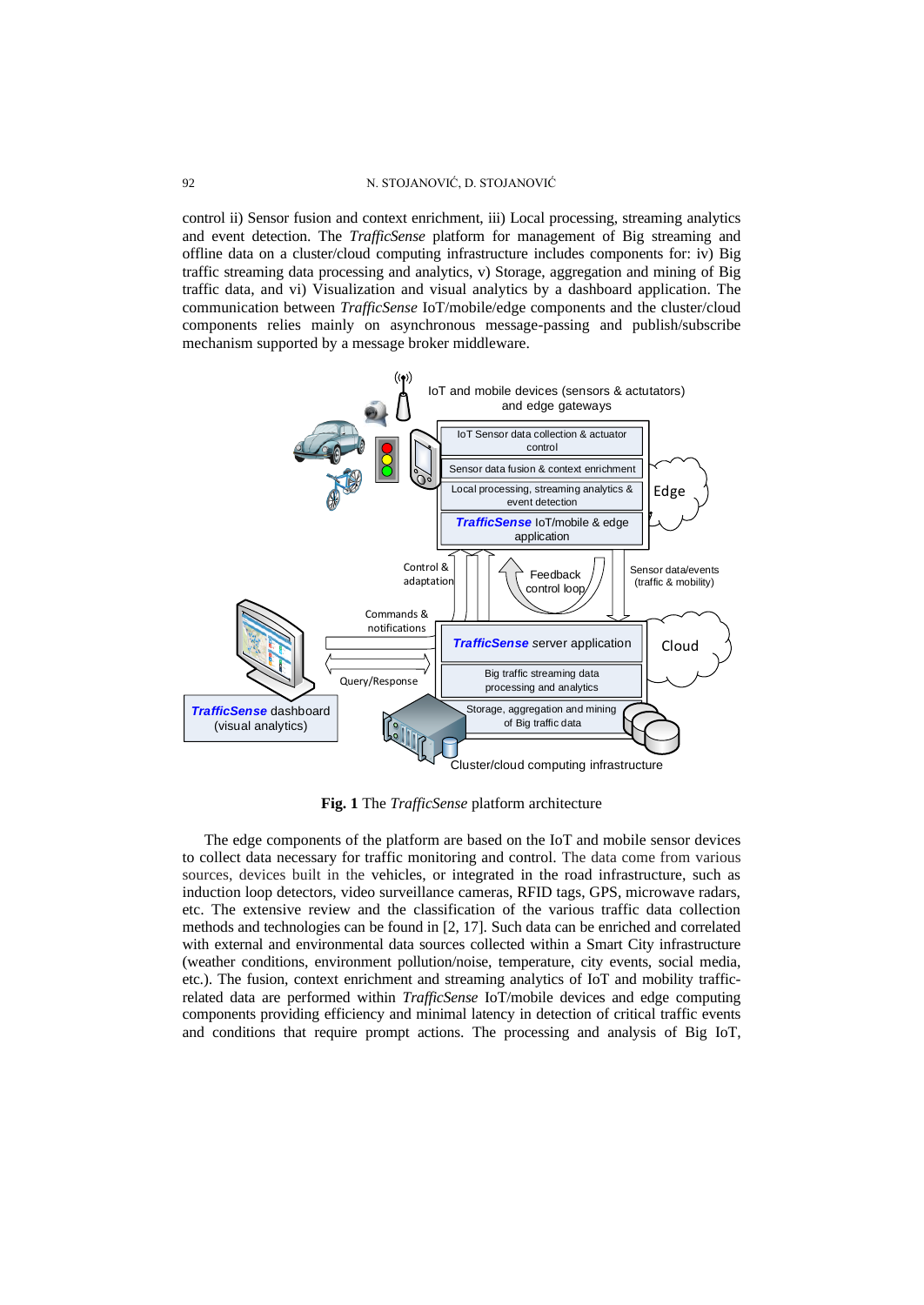control ii) Sensor fusion and context enrichment, iii) Local processing, streaming analytics and event detection. The *TrafficSense* platform for management of Big streaming and offline data on a cluster/cloud computing infrastructure includes components for: iv) Big traffic streaming data processing and analytics, v) Storage, aggregation and mining of Big traffic data, and vi) Visualization and visual analytics by a dashboard application. The communication between *TrafficSense* IoT/mobile/edge components and the cluster/cloud components relies mainly on asynchronous message-passing and publish/subscribe mechanism supported by a message broker middleware.

**Fig. 1** The *TrafficSense* platform architecture

The edge components of the platform are based on the IoT and mobile sensor devices to collect data necessary for traffic monitoring and control. The data come from various sources, devices built in the vehicles, or integrated in the road infrastructure, such as induction loop detectors, video surveillance cameras, RFID tags, GPS, microwave radars, etc. The extensive review and the classification of the various traffic data collection methods and technologies can be found in [2, 17]. Such data can be enriched and correlated with external and environmental data sources collected within a Smart City infrastructure (weather conditions, environment pollution/noise, temperature, city events, social media, etc.). The fusion, context enrichment and streaming analytics of IoT and mobility traffic-related data are performed within *TrafficSense* IoT/mobile devices and edge computing components providing efficiency and minimal latency in detection of critical traffic events and conditions that require prompt actions. The processing and analysis of Big IoT,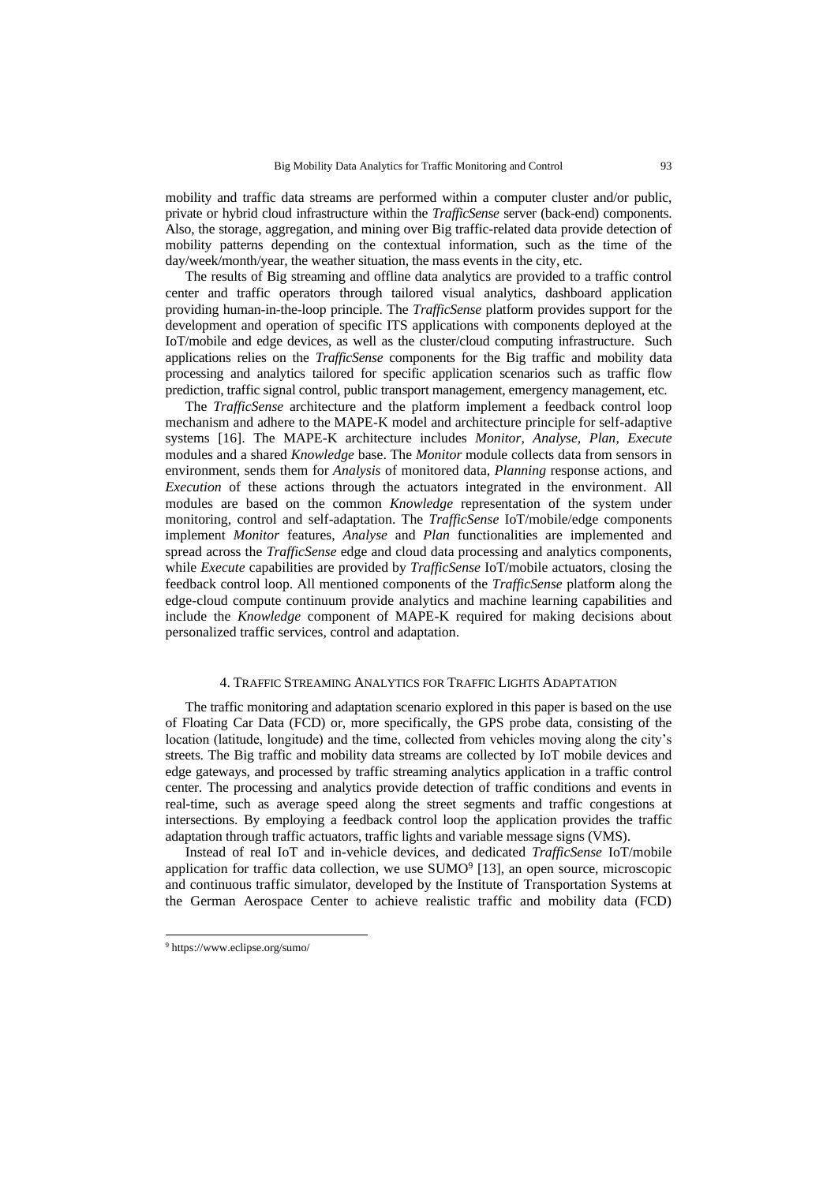mobility and traffic data streams are performed within a computer cluster and/or public, private or hybrid cloud infrastructure within the *TrafficSense* server (back-end) components. Also, the storage, aggregation, and mining over Big traffic-related data provide detection of mobility patterns depending on the contextual information, such as the time of the day/week/month/year, the weather situation, the mass events in the city, etc.

The results of Big streaming and offline data analytics are provided to a traffic control center and traffic operators through tailored visual analytics, dashboard application providing human-in-the-loop principle. The *TrafficSense* platform provides support for the development and operation of specific ITS applications with components deployed at the IoT/mobile and edge devices, as well as the cluster/cloud computing infrastructure. Such applications relies on the *TrafficSense* components for the Big traffic and mobility data processing and analytics tailored for specific application scenarios such as traffic flow prediction, traffic signal control, public transport management, emergency management, etc.

The *TrafficSense* architecture and the platform implement a feedback control loop mechanism and adhere to the MAPE-K model and architecture principle for self-adaptive systems [16]. The MAPE-K architecture includes *Monitor*, *Analyse*, *Plan*, *Execute* modules and a shared *Knowledge* base. The *Monitor* module collects data from sensors in environment, sends them for *Analysis* of monitored data, *Planning* response actions, and *Execution* of these actions through the actuators integrated in the environment. All modules are based on the common *Knowledge* representation of the system under monitoring, control and self-adaptation. The *TrafficSense* IoT/mobile/edge components implement *Monitor* features, *Analyse* and *Plan* functionalities are implemented and spread across the *TrafficSense* edge and cloud data processing and analytics components, while *Execute* capabilities are provided by *TrafficSense* IoT/mobile actuators, closing the feedback control loop. All mentioned components of the *TrafficSense* platform along the edge-cloud compute continuum provide analytics and machine learning capabilities and include the *Knowledge* component of MAPE-K required for making decisions about personalized traffic services, control and adaptation.

## 4. Traffic Streaming Analytics for Traffic Lights Adaptation

The traffic monitoring and adaptation scenario explored in this paper is based on the use of Floating Car Data (FCD) or, more specifically, the GPS probe data, consisting of the location (latitude, longitude) and the time, collected from vehicles moving along the city's streets. The Big traffic and mobility data streams are collected by IoT mobile devices and edge gateways, and processed by traffic streaming analytics application in a traffic control center. The processing and analytics provide detection of traffic conditions and events in real-time, such as average speed along the street segments and traffic congestions at intersections. By employing a feedback control loop the application provides the traffic adaptation through traffic actuators, traffic lights and variable message signs (VMS).

Instead of real IoT and in-vehicle devices, and dedicated *TrafficSense* IoT/mobile application for traffic data collection, we use SUMO[9] [13], an open source, microscopic and continuous traffic simulator, developed by the Institute of Transportation Systems at the German Aerospace Center to achieve realistic traffic and mobility data (FCD)

[9] https://www.eclipse.org/sumo/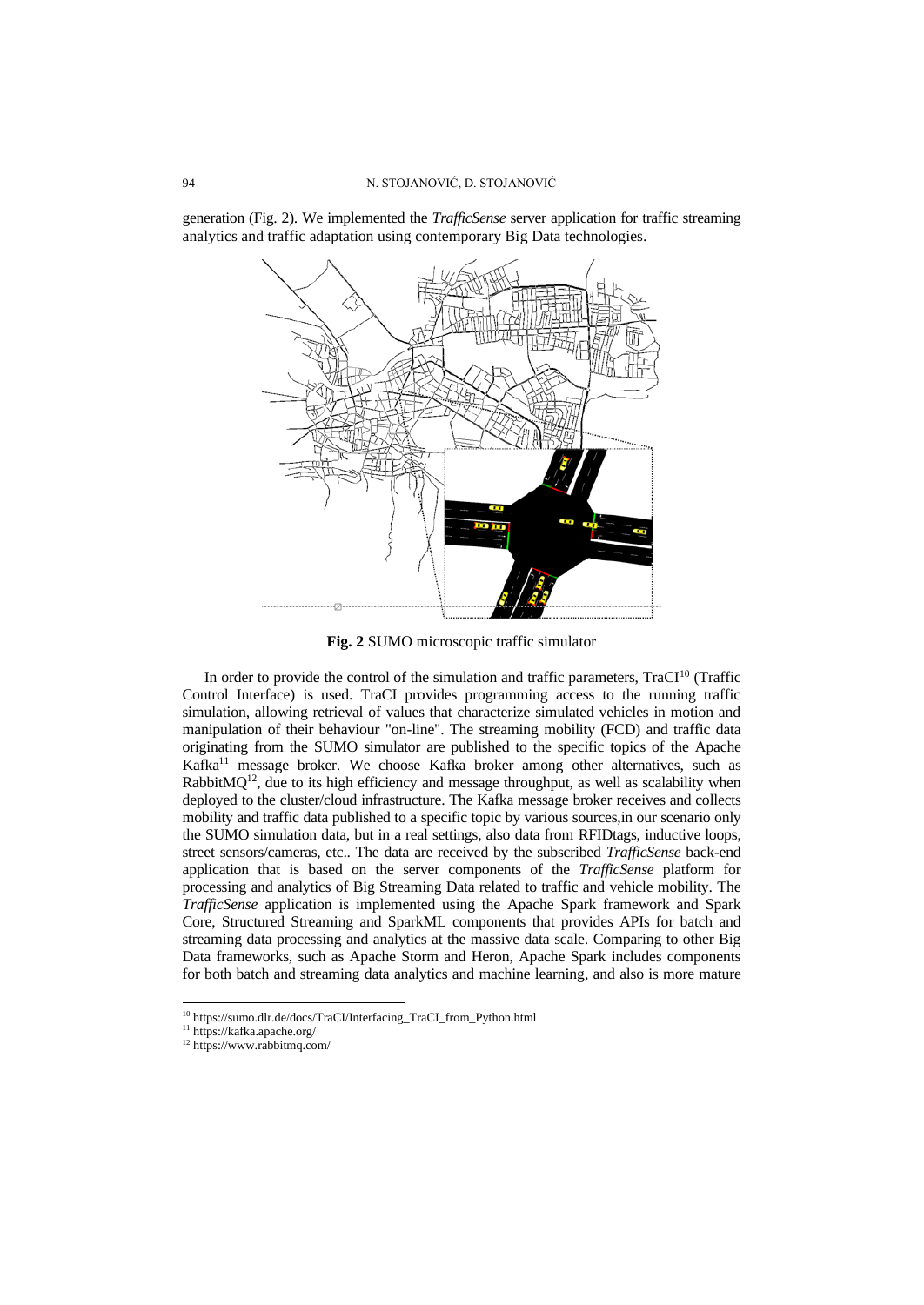generation (Fig. 2). We implemented the *TrafficSense* server application for traffic streaming analytics and traffic adaptation using contemporary Big Data technologies.

**Fig. 2** SUMO microscopic traffic simulator

In order to provide the control of the simulation and traffic parameters, TraCI[10] (Traffic Control Interface) is used. TraCI provides programming access to the running traffic simulation, allowing retrieval of values that characterize simulated vehicles in motion and manipulation of their behaviour "on-line". The streaming mobility (FCD) and traffic data originating from the SUMO simulator are published to the specific topics of the Apache Kafka[11] message broker. We choose Kafka broker among other alternatives, such as RabbitMQ[12], due to its high efficiency and message throughput, as well as scalability when deployed to the cluster/cloud infrastructure. The Kafka message broker receives and collects mobility and traffic data published to a specific topic by various sources,in our scenario only the SUMO simulation data, but in a real settings, also data from RFIDtags, inductive loops, street sensors/cameras, etc.. The data are received by the subscribed *TrafficSense* back-end application that is based on the server components of the *TrafficSense* platform for processing and analytics of Big Streaming Data related to traffic and vehicle mobility. The *TrafficSense* application is implemented using the Apache Spark framework and Spark Core, Structured Streaming and SparkML components that provides APIs for batch and streaming data processing and analytics at the massive data scale. Comparing to other Big Data frameworks, such as Apache Storm and Heron, Apache Spark includes components for both batch and streaming data analytics and machine learning, and also is more mature

[10] https://sumo.dlr.de/docs/TraCI/Interfacing_TraCI_from_Python.html
[11] https://kafka.apache.org/
[12] https://www.rabbitmq.com/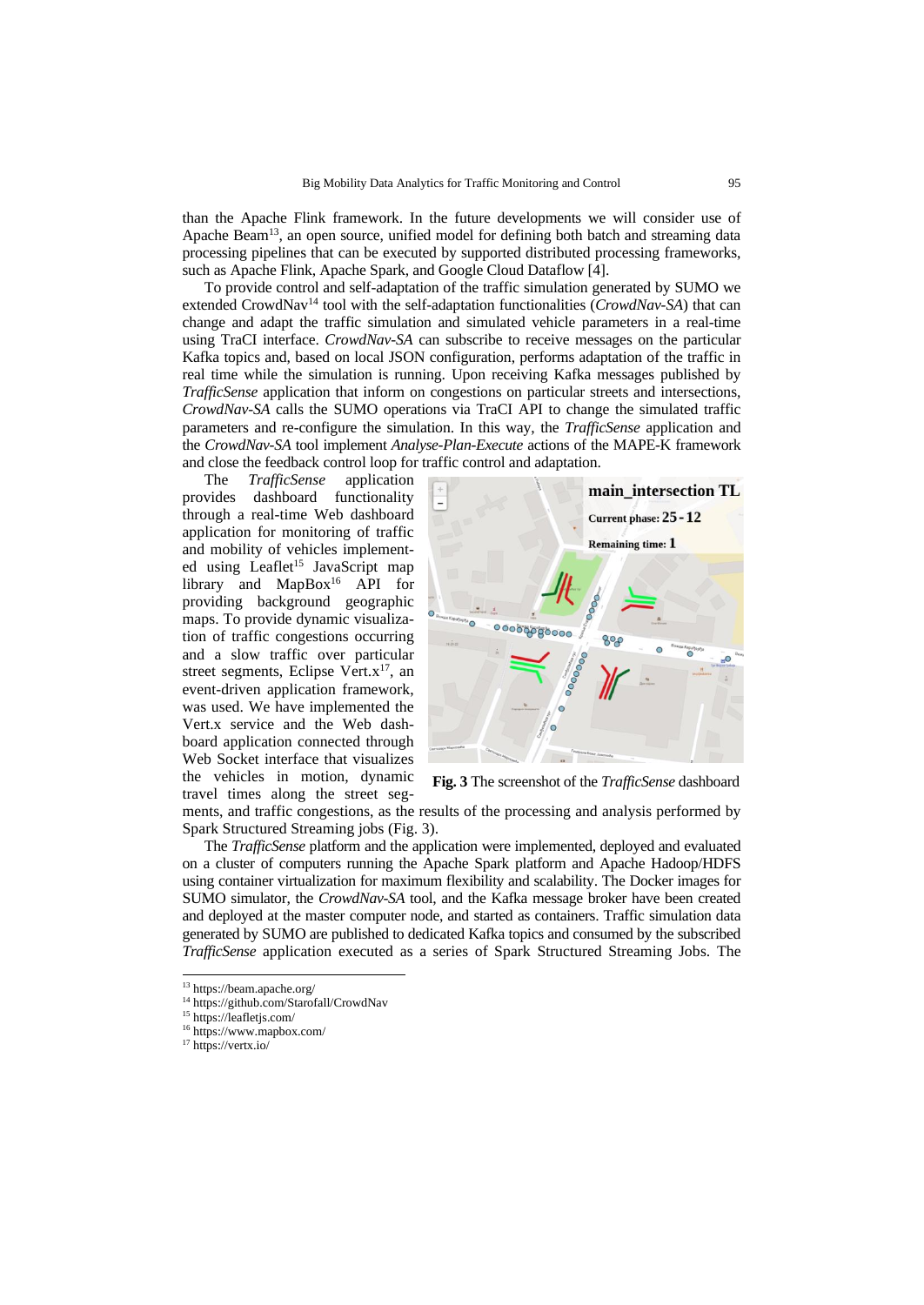than the Apache Flink framework. In the future developments we will consider use of Apache Beam[13], an open source, unified model for defining both batch and streaming data processing pipelines that can be executed by supported distributed processing frameworks, such as Apache Flink, Apache Spark, and Google Cloud Dataflow [4].

To provide control and self-adaptation of the traffic simulation generated by SUMO we extended CrowdNav[14] tool with the self-adaptation functionalities (*CrowdNav-SA*) that can change and adapt the traffic simulation and simulated vehicle parameters in a real-time using TraCI interface. *CrowdNav-SA* can subscribe to receive messages on the particular Kafka topics and, based on local JSON configuration, performs adaptation of the traffic in real time while the simulation is running. Upon receiving Kafka messages published by *TrafficSense* application that inform on congestions on particular streets and intersections, *CrowdNav-SA* calls the SUMO operations via TraCI API to change the simulated traffic parameters and re-configure the simulation. In this way, the *TrafficSense* application and the *CrowdNav-SA* tool implement *Analyse-Plan-Execute* actions of the MAPE-K framework and close the feedback control loop for traffic control and adaptation.

The *TrafficSense* application provides dashboard functionality through a real-time Web dashboard application for monitoring of traffic and mobility of vehicles implemented using Leaflet[15] JavaScript map library and MapBox[16] API for providing background geographic maps. To provide dynamic visualization of traffic congestions occurring and a slow traffic over particular street segments, Eclipse Vert.x[17], an event-driven application framework, was used. We have implemented the Vert.x service and the Web dashboard application connected through Web Socket interface that visualizes the vehicles in motion, dynamic travel times along the street segments, and traffic congestions, as the results of the processing and analysis performed by Spark Structured Streaming jobs (Fig. 3).

**Fig. 3** The screenshot of the *TrafficSense* dashboard

The *TrafficSense* platform and the application were implemented, deployed and evaluated on a cluster of computers running the Apache Spark platform and Apache Hadoop/HDFS using container virtualization for maximum flexibility and scalability. The Docker images for SUMO simulator, the *CrowdNav-SA* tool, and the Kafka message broker have been created and deployed at the master computer node, and started as containers. Traffic simulation data generated by SUMO are published to dedicated Kafka topics and consumed by the subscribed *TrafficSense* application executed as a series of Spark Structured Streaming Jobs. The

[13] https://beam.apache.org/
[14] https://github.com/Starofall/CrowdNav
[15] https://leafletjs.com/
[16] https://www.mapbox.com/
[17] https://vertx.io/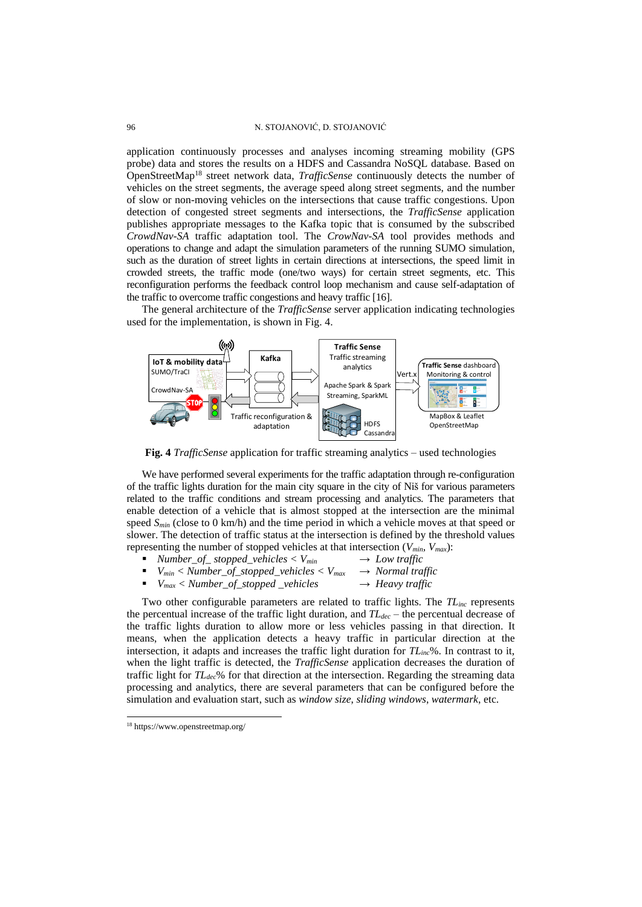application continuously processes and analyses incoming streaming mobility (GPS probe) data and stores the results on a HDFS and Cassandra NoSQL database. Based on OpenStreetMap[18] street network data, *TrafficSense* continuously detects the number of vehicles on the street segments, the average speed along street segments, and the number of slow or non-moving vehicles on the intersections that cause traffic congestions. Upon detection of congested street segments and intersections, the *TrafficSense* application publishes appropriate messages to the Kafka topic that is consumed by the subscribed *CrowdNav-SA* traffic adaptation tool. The *CrowNav-SA* tool provides methods and operations to change and adapt the simulation parameters of the running SUMO simulation, such as the duration of street lights in certain directions at intersections, the speed limit in crowded streets, the traffic mode (one/two ways) for certain street segments, etc. This reconfiguration performs the feedback control loop mechanism and cause self-adaptation of the traffic to overcome traffic congestions and heavy traffic [16].

The general architecture of the *TrafficSense* server application indicating technologies used for the implementation, is shown in Fig. 4.

**Fig. 4** *TrafficSense* application for traffic streaming analytics – used technologies

We have performed several experiments for the traffic adaptation through re-configuration of the traffic lights duration for the main city square in the city of Niš for various parameters related to the traffic conditions and stream processing and analytics. The parameters that enable detection of a vehicle that is almost stopped at the intersection are the minimal speed $S_{min}$ (close to 0 km/h) and the time period in which a vehicle moves at that speed or slower. The detection of traffic status at the intersection is defined by the threshold values representing the number of stopped vehicles at that intersection ($V_{min}$, $V_{max}$):

- *Number_of_ stopped_vehicles* < $V_{min}$ → *Low traffic*
- $V_{min}$ < *Number_of_stopped_vehicles* < $V_{max}$ → *Normal traffic*
- $V_{max}$ < *Number_of_stopped _vehicles* → *Heavy traffic*

Two other configurable parameters are related to traffic lights. The $TL_{inc}$ represents the percentual increase of the traffic light duration, and $TL_{dec}$ – the percentual decrease of the traffic lights duration to allow more or less vehicles passing in that direction. It means, when the application detects a heavy traffic in particular direction at the intersection, it adapts and increases the traffic light duration for $TL_{inc}$%. In contrast to it, when the light traffic is detected, the *TrafficSense* application decreases the duration of traffic light for $TL_{dec}$% for that direction at the intersection. Regarding the streaming data processing and analytics, there are several parameters that can be configured before the simulation and evaluation start, such as *window size*, *sliding windows*, *watermark*, etc.

[18] https://www.openstreetmap.org/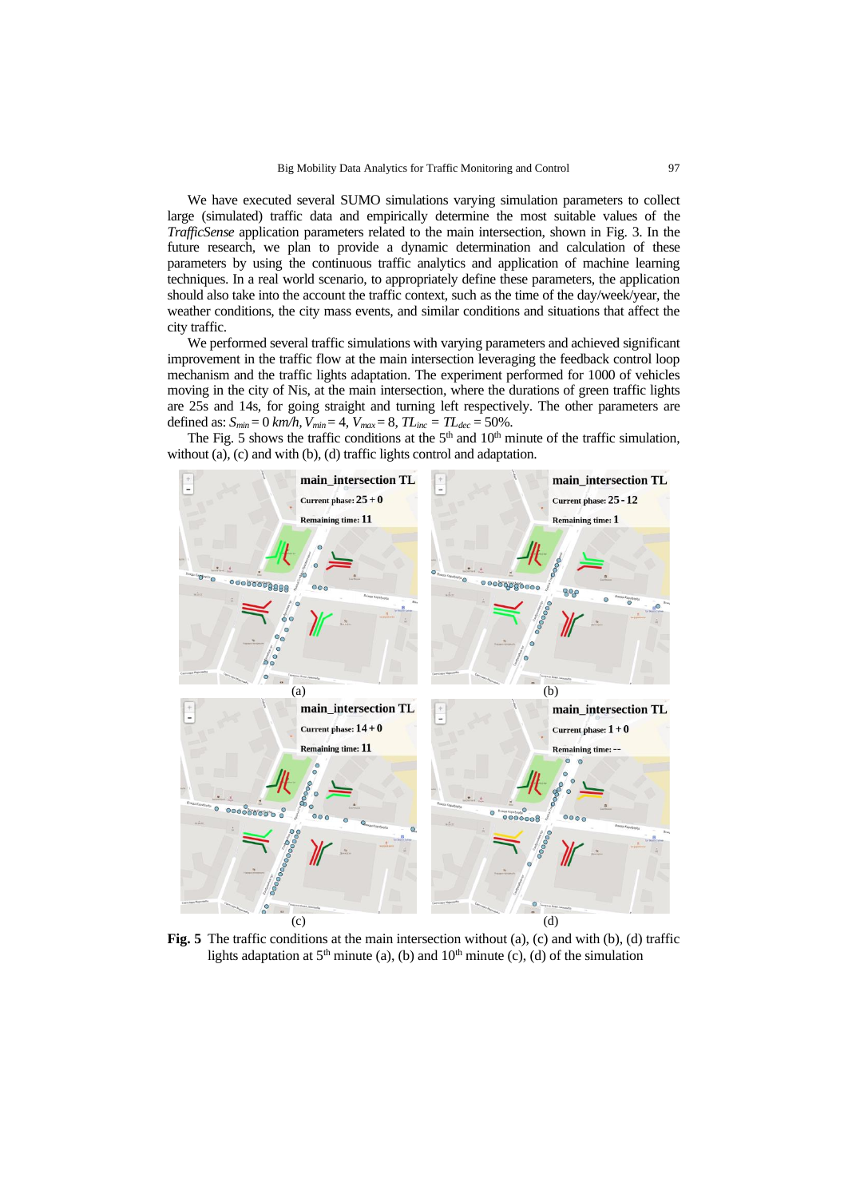We have executed several SUMO simulations varying simulation parameters to collect large (simulated) traffic data and empirically determine the most suitable values of the *TrafficSense* application parameters related to the main intersection, shown in Fig. 3. In the future research, we plan to provide a dynamic determination and calculation of these parameters by using the continuous traffic analytics and application of machine learning techniques. In a real world scenario, to appropriately define these parameters, the application should also take into the account the traffic context, such as the time of the day/week/year, the weather conditions, the city mass events, and similar conditions and situations that affect the city traffic.

We performed several traffic simulations with varying parameters and achieved significant improvement in the traffic flow at the main intersection leveraging the feedback control loop mechanism and the traffic lights adaptation. The experiment performed for 1000 of vehicles moving in the city of Nis, at the main intersection, where the durations of green traffic lights are 25s and 14s, for going straight and turning left respectively. The other parameters are defined as: $S_{min} = 0$ *km/h*, $V_{min} = 4$, $V_{max} = 8$, $TL_{inc} = TL_{dec} = 50\%$.

The Fig. 5 shows the traffic conditions at the 5[th] and 10[th] minute of the traffic simulation, without (a), (c) and with (b), (d) traffic lights control and adaptation.

**Fig. 5** The traffic conditions at the main intersection without (a), (c) and with (b), (d) traffic lights adaptation at 5[th] minute (a), (b) and 10[th] minute (c), (d) of the simulation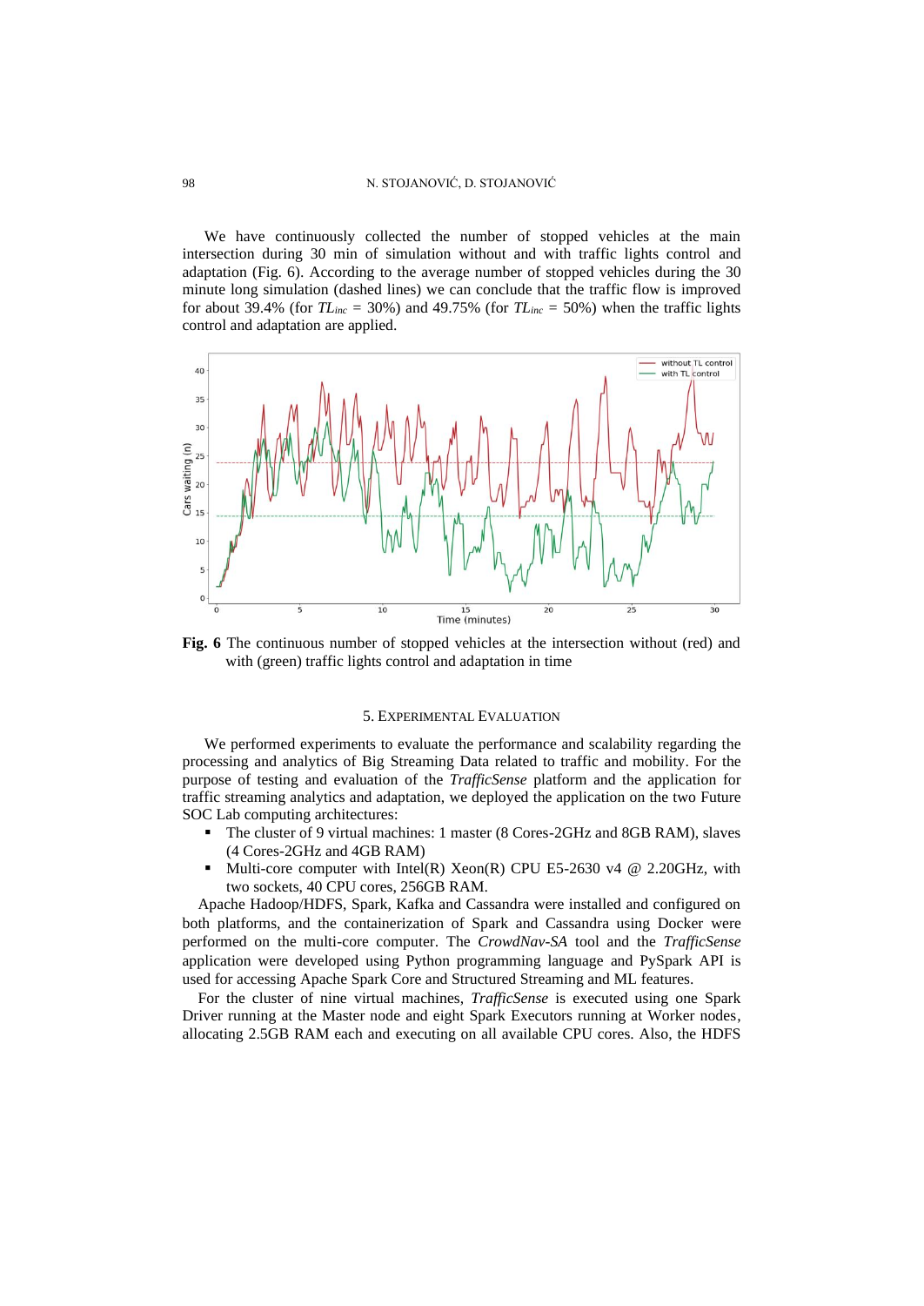We have continuously collected the number of stopped vehicles at the main intersection during 30 min of simulation without and with traffic lights control and adaptation (Fig. 6). According to the average number of stopped vehicles during the 30 minute long simulation (dashed lines) we can conclude that the traffic flow is improved for about 39.4% (for $TL_{inc}$ = 30%) and 49.75% (for $TL_{inc}$ = 50%) when the traffic lights control and adaptation are applied.

**Fig. 6** The continuous number of stopped vehicles at the intersection without (red) and with (green) traffic lights control and adaptation in time

## 5. Experimental Evaluation

We performed experiments to evaluate the performance and scalability regarding the processing and analytics of Big Streaming Data related to traffic and mobility. For the purpose of testing and evaluation of the *TrafficSense* platform and the application for traffic streaming analytics and adaptation, we deployed the application on the two Future SOC Lab computing architectures:

- The cluster of 9 virtual machines: 1 master (8 Cores-2GHz and 8GB RAM), slaves (4 Cores-2GHz and 4GB RAM)
- Multi-core computer with Intel(R) Xeon(R) CPU E5-2630 v4 @ 2.20GHz, with two sockets, 40 CPU cores, 256GB RAM.

Apache Hadoop/HDFS, Spark, Kafka and Cassandra were installed and configured on both platforms, and the containerization of Spark and Cassandra using Docker were performed on the multi-core computer. The *CrowdNav-SA* tool and the *TrafficSense* application were developed using Python programming language and PySpark API is used for accessing Apache Spark Core and Structured Streaming and ML features.

For the cluster of nine virtual machines, *TrafficSense* is executed using one Spark Driver running at the Master node and eight Spark Executors running at Worker nodes, allocating 2.5GB RAM each and executing on all available CPU cores. Also, the HDFS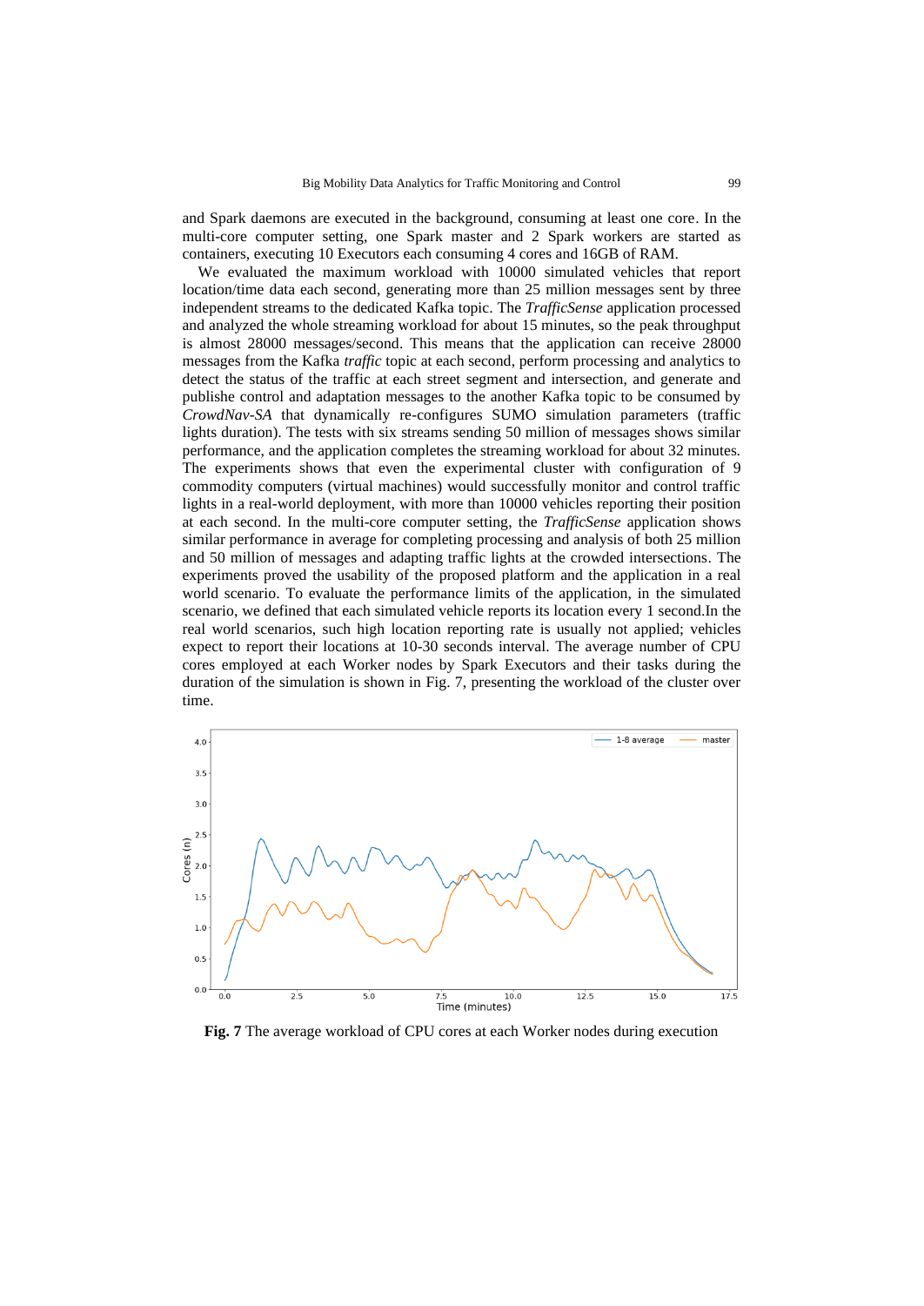and Spark daemons are executed in the background, consuming at least one core. In the multi-core computer setting, one Spark master and 2 Spark workers are started as containers, executing 10 Executors each consuming 4 cores and 16GB of RAM.

We evaluated the maximum workload with 10000 simulated vehicles that report location/time data each second, generating more than 25 million messages sent by three independent streams to the dedicated Kafka topic. The *TrafficSense* application processed and analyzed the whole streaming workload for about 15 minutes, so the peak throughput is almost 28000 messages/second. This means that the application can receive 28000 messages from the Kafka *traffic* topic at each second, perform processing and analytics to detect the status of the traffic at each street segment and intersection, and generate and publishe control and adaptation messages to the another Kafka topic to be consumed by *CrowdNav-SA* that dynamically re-configures SUMO simulation parameters (traffic lights duration). The tests with six streams sending 50 million of messages shows similar performance, and the application completes the streaming workload for about 32 minutes. The experiments shows that even the experimental cluster with configuration of 9 commodity computers (virtual machines) would successfully monitor and control traffic lights in a real-world deployment, with more than 10000 vehicles reporting their position at each second. In the multi-core computer setting, the *TrafficSense* application shows similar performance in average for completing processing and analysis of both 25 million and 50 million of messages and adapting traffic lights at the crowded intersections. The experiments proved the usability of the proposed platform and the application in a real world scenario. To evaluate the performance limits of the application, in the simulated scenario, we defined that each simulated vehicle reports its location every 1 second.In the real world scenarios, such high location reporting rate is usually not applied; vehicles expect to report their locations at 10-30 seconds interval. The average number of CPU cores employed at each Worker nodes by Spark Executors and their tasks during the duration of the simulation is shown in Fig. 7, presenting the workload of the cluster over time.

**Fig. 7** The average workload of CPU cores at each Worker nodes during execution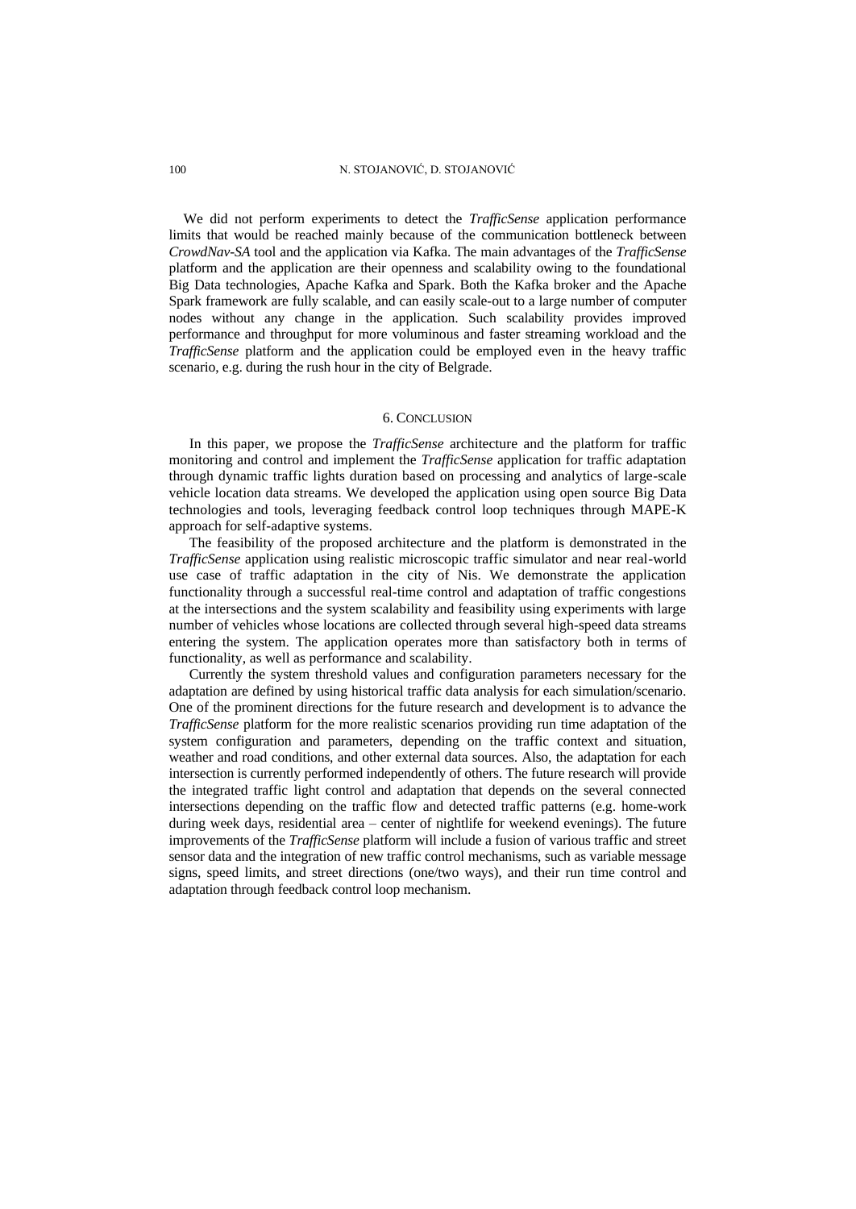We did not perform experiments to detect the *TrafficSense* application performance limits that would be reached mainly because of the communication bottleneck between *CrowdNav-SA* tool and the application via Kafka. The main advantages of the *TrafficSense* platform and the application are their openness and scalability owing to the foundational Big Data technologies, Apache Kafka and Spark. Both the Kafka broker and the Apache Spark framework are fully scalable, and can easily scale-out to a large number of computer nodes without any change in the application. Such scalability provides improved performance and throughput for more voluminous and faster streaming workload and the *TrafficSense* platform and the application could be employed even in the heavy traffic scenario, e.g. during the rush hour in the city of Belgrade.

## 6. Conclusion

In this paper, we propose the *TrafficSense* architecture and the platform for traffic monitoring and control and implement the *TrafficSense* application for traffic adaptation through dynamic traffic lights duration based on processing and analytics of large-scale vehicle location data streams. We developed the application using open source Big Data technologies and tools, leveraging feedback control loop techniques through MAPE-K approach for self-adaptive systems.

The feasibility of the proposed architecture and the platform is demonstrated in the *TrafficSense* application using realistic microscopic traffic simulator and near real-world use case of traffic adaptation in the city of Nis. We demonstrate the application functionality through a successful real-time control and adaptation of traffic congestions at the intersections and the system scalability and feasibility using experiments with large number of vehicles whose locations are collected through several high-speed data streams entering the system. The application operates more than satisfactory both in terms of functionality, as well as performance and scalability.

Currently the system threshold values and configuration parameters necessary for the adaptation are defined by using historical traffic data analysis for each simulation/scenario. One of the prominent directions for the future research and development is to advance the *TrafficSense* platform for the more realistic scenarios providing run time adaptation of the system configuration and parameters, depending on the traffic context and situation, weather and road conditions, and other external data sources. Also, the adaptation for each intersection is currently performed independently of others. The future research will provide the integrated traffic light control and adaptation that depends on the several connected intersections depending on the traffic flow and detected traffic patterns (e.g. home-work during week days, residential area – center of nightlife for weekend evenings). The future improvements of the *TrafficSense* platform will include a fusion of various traffic and street sensor data and the integration of new traffic control mechanisms, such as variable message signs, speed limits, and street directions (one/two ways), and their run time control and adaptation through feedback control loop mechanism.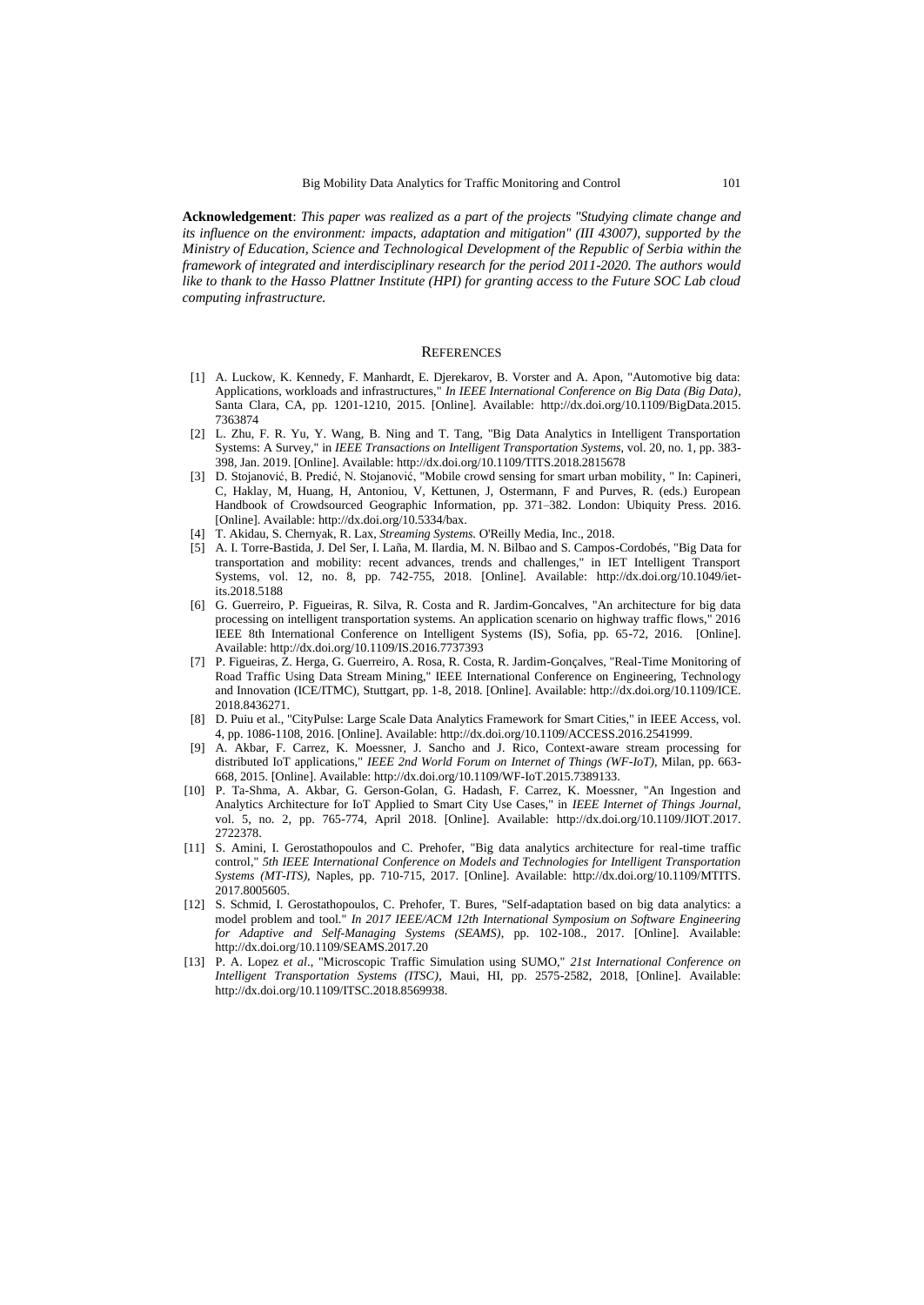**Acknowledgement**: *This paper was realized as a part of the projects "Studying climate change and its influence on the environment: impacts, adaptation and mitigation" (III 43007), supported by the Ministry of Education, Science and Technological Development of the Republic of Serbia within the framework of integrated and interdisciplinary research for the period 2011-2020. The authors would like to thank to the Hasso Plattner Institute (HPI) for granting access to the Future SOC Lab cloud computing infrastructure.*

## REFERENCES

[1] A. Luckow, K. Kennedy, F. Manhardt, E. Djerekarov, B. Vorster and A. Apon, "Automotive big data: Applications, workloads and infrastructures," *In IEEE International Conference on Big Data (Big Data)*, Santa Clara, CA, pp. 1201-1210, 2015. [Online]. Available: http://dx.doi.org/10.1109/BigData.2015.7363874

[2] L. Zhu, F. R. Yu, Y. Wang, B. Ning and T. Tang, "Big Data Analytics in Intelligent Transportation Systems: A Survey," in *IEEE Transactions on Intelligent Transportation Systems*, vol. 20, no. 1, pp. 383-398, Jan. 2019. [Online]. Available: http://dx.doi.org/10.1109/TITS.2018.2815678

[3] D. Stojanović, B. Predić, N. Stojanović, "Mobile crowd sensing for smart urban mobility, " In: Capineri, C, Haklay, M, Huang, H, Antoniou, V, Kettunen, J, Ostermann, F and Purves, R. (eds.) European Handbook of Crowdsourced Geographic Information, pp. 371–382. London: Ubiquity Press. 2016. [Online]. Available: http://dx.doi.org/10.5334/bax.

[4] T. Akidau, S. Chernyak, R. Lax, *Streaming Systems.* O'Reilly Media, Inc., 2018.

[5] A. I. Torre-Bastida, J. Del Ser, I. Laña, M. Ilardia, M. N. Bilbao and S. Campos-Cordobés, "Big Data for transportation and mobility: recent advances, trends and challenges," in IET Intelligent Transport Systems, vol. 12, no. 8, pp. 742-755, 2018. [Online]. Available: http://dx.doi.org/10.1049/iet-its.2018.5188

[6] G. Guerreiro, P. Figueiras, R. Silva, R. Costa and R. Jardim-Goncalves, "An architecture for big data processing on intelligent transportation systems. An application scenario on highway traffic flows," 2016 IEEE 8th International Conference on Intelligent Systems (IS), Sofia, pp. 65-72, 2016. [Online]. Available: http://dx.doi.org/10.1109/IS.2016.7737393

[7] P. Figueiras, Z. Herga, G. Guerreiro, A. Rosa, R. Costa, R. Jardim-Gonçalves, "Real-Time Monitoring of Road Traffic Using Data Stream Mining," IEEE International Conference on Engineering, Technology and Innovation (ICE/ITMC), Stuttgart, pp. 1-8, 2018. [Online]. Available: http://dx.doi.org/10.1109/ICE.2018.8436271.

[8] D. Puiu et al., "CityPulse: Large Scale Data Analytics Framework for Smart Cities," in IEEE Access, vol. 4, pp. 1086-1108, 2016. [Online]. Available: http://dx.doi.org/10.1109/ACCESS.2016.2541999.

[9] A. Akbar, F. Carrez, K. Moessner, J. Sancho and J. Rico, Context-aware stream processing for distributed IoT applications," *IEEE 2nd World Forum on Internet of Things (WF-IoT)*, Milan, pp. 663-668, 2015. [Online]. Available: http://dx.doi.org/10.1109/WF-IoT.2015.7389133.

[10] P. Ta-Shma, A. Akbar, G. Gerson-Golan, G. Hadash, F. Carrez, K. Moessner, "An Ingestion and Analytics Architecture for IoT Applied to Smart City Use Cases," in *IEEE Internet of Things Journal*, vol. 5, no. 2, pp. 765-774, April 2018. [Online]. Available: http://dx.doi.org/10.1109/JIOT.2017.2722378.

[11] S. Amini, I. Gerostathopoulos and C. Prehofer, "Big data analytics architecture for real-time traffic control," *5th IEEE International Conference on Models and Technologies for Intelligent Transportation Systems (MT-ITS)*, Naples, pp. 710-715, 2017. [Online]. Available: http://dx.doi.org/10.1109/MTITS.2017.8005605.

[12] S. Schmid, I. Gerostathopoulos, C. Prehofer, T. Bures, "Self-adaptation based on big data analytics: a model problem and tool." *In 2017 IEEE/ACM 12th International Symposium on Software Engineering for Adaptive and Self-Managing Systems (SEAMS)*, pp. 102-108., 2017. [Online]. Available: http://dx.doi.org/10.1109/SEAMS.2017.20

[13] P. A. Lopez *et al.*, "Microscopic Traffic Simulation using SUMO," *21st International Conference on Intelligent Transportation Systems (ITSC)*, Maui, HI, pp. 2575-2582, 2018, [Online]. Available: http://dx.doi.org/10.1109/ITSC.2018.8569938.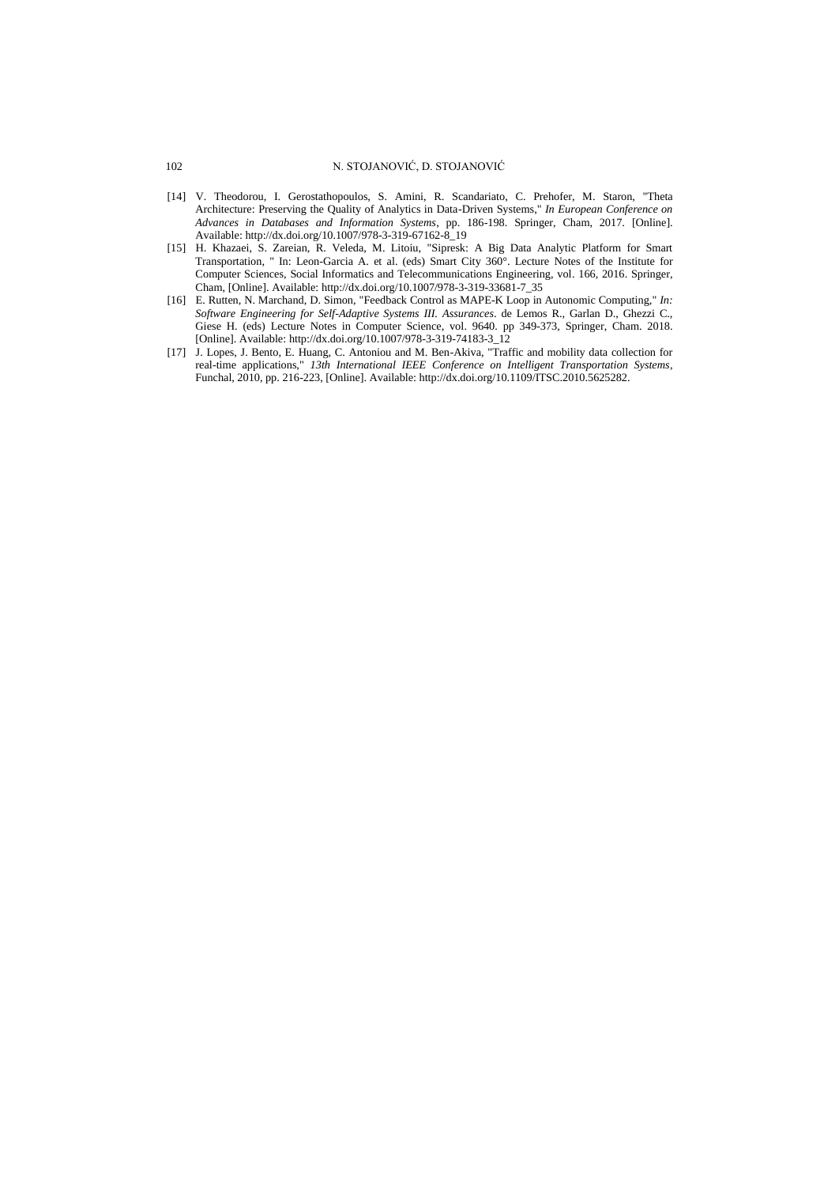[14] V. Theodorou, I. Gerostathopoulos, S. Amini, R. Scandariato, C. Prehofer, M. Staron, "Theta Architecture: Preserving the Quality of Analytics in Data-Driven Systems," *In European Conference on Advances in Databases and Information Systems*, pp. 186-198. Springer, Cham, 2017. [Online]. Available: http://dx.doi.org/10.1007/978-3-319-67162-8_19

[15] H. Khazaei, S. Zareian, R. Veleda, M. Litoiu, "Sipresk: A Big Data Analytic Platform for Smart Transportation, " In: Leon-Garcia A. et al. (eds) Smart City 360°. Lecture Notes of the Institute for Computer Sciences, Social Informatics and Telecommunications Engineering, vol. 166, 2016. Springer, Cham, [Online]. Available: http://dx.doi.org/10.1007/978-3-319-33681-7_35

[16] E. Rutten, N. Marchand, D. Simon, "Feedback Control as MAPE-K Loop in Autonomic Computing," *In: Software Engineering for Self-Adaptive Systems III. Assurances*. de Lemos R., Garlan D., Ghezzi C., Giese H. (eds) Lecture Notes in Computer Science, vol. 9640. pp 349-373, Springer, Cham. 2018. [Online]. Available: http://dx.doi.org/10.1007/978-3-319-74183-3_12

[17] J. Lopes, J. Bento, E. Huang, C. Antoniou and M. Ben-Akiva, "Traffic and mobility data collection for real-time applications," *13th International IEEE Conference on Intelligent Transportation Systems*, Funchal, 2010, pp. 216-223, [Online]. Available: http://dx.doi.org/10.1109/ITSC.2010.5625282.